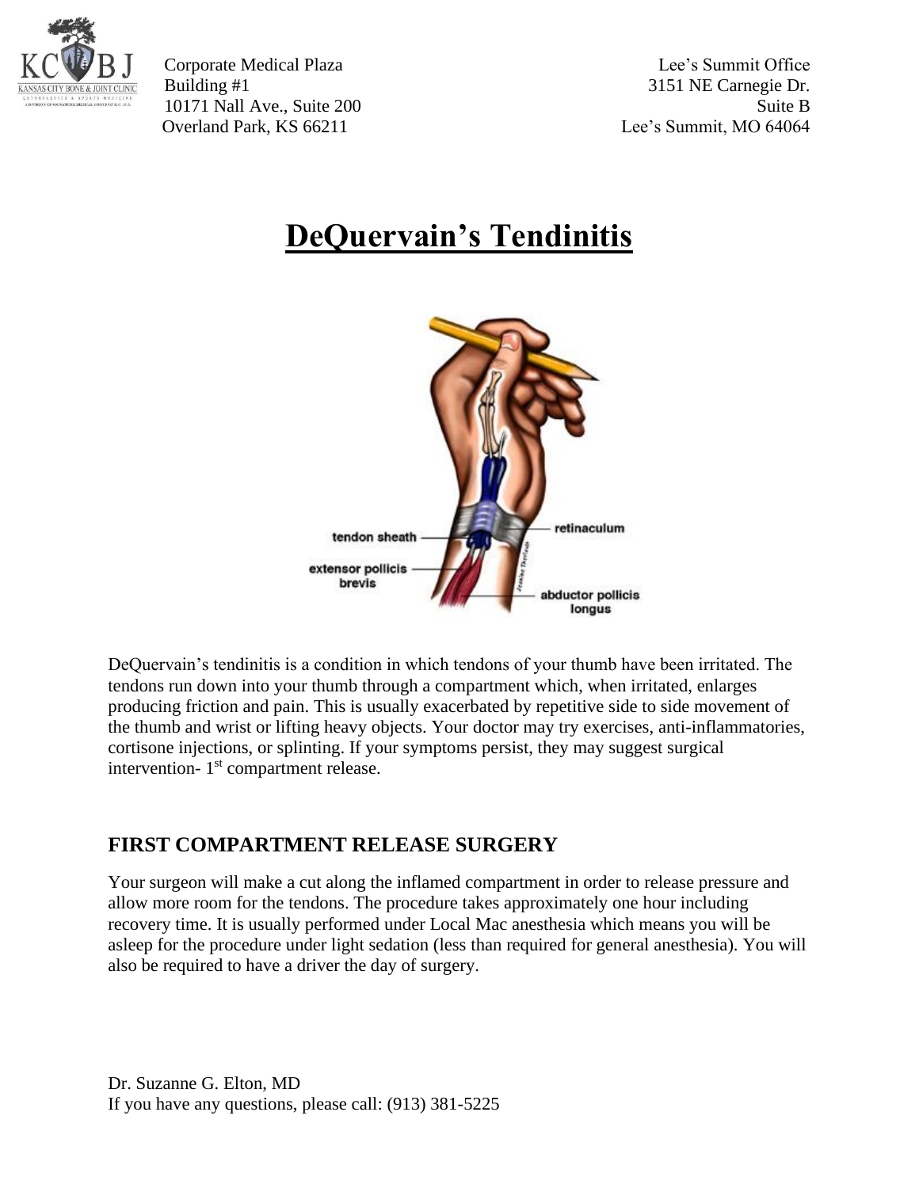Corporate Medical Plaza
Building #1
10171 Nall Ave., Suite 200
Overland Park, KS 66211

Lee's Summit Office
3151 NE Carnegie Dr.
Suite B
Lee's Summit, MO 64064

# DeQuervain's Tendinitis

tendon sheath

retinaculum

extensor pollicis brevis

abductor pollicis longus

DeQuervain's tendinitis is a condition in which tendons of your thumb have been irritated. The tendons run down into your thumb through a compartment which, when irritated, enlarges producing friction and pain. This is usually exacerbated by repetitive side to side movement of the thumb and wrist or lifting heavy objects. Your doctor may try exercises, anti-inflammatories, cortisone injections, or splinting. If your symptoms persist, they may suggest surgical intervention- 1st compartment release.

## FIRST COMPARTMENT RELEASE SURGERY

Your surgeon will make a cut along the inflamed compartment in order to release pressure and allow more room for the tendons. The procedure takes approximately one hour including recovery time. It is usually performed under Local Mac anesthesia which means you will be asleep for the procedure under light sedation (less than required for general anesthesia). You will also be required to have a driver the day of surgery.

Dr. Suzanne G. Elton, MD
If you have any questions, please call: (913) 381-5225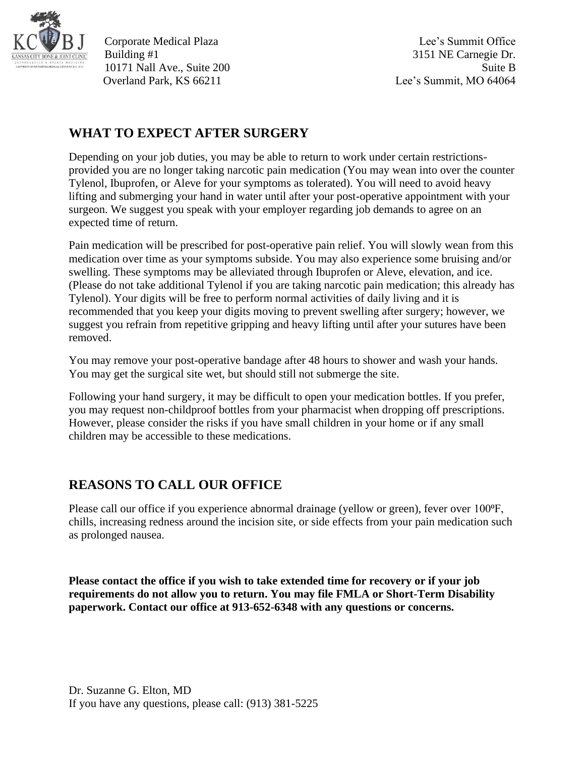Corporate Medical Plaza
Building #1
10171 Nall Ave., Suite 200
Overland Park, KS 66211

Lee's Summit Office
3151 NE Carnegie Dr.
Suite B
Lee's Summit, MO 64064

## WHAT TO EXPECT AFTER SURGERY

Depending on your job duties, you may be able to return to work under certain restrictions- provided you are no longer taking narcotic pain medication (You may wean into over the counter Tylenol, Ibuprofen, or Aleve for your symptoms as tolerated). You will need to avoid heavy lifting and submerging your hand in water until after your post-operative appointment with your surgeon. We suggest you speak with your employer regarding job demands to agree on an expected time of return.

Pain medication will be prescribed for post-operative pain relief. You will slowly wean from this medication over time as your symptoms subside. You may also experience some bruising and/or swelling. These symptoms may be alleviated through Ibuprofen or Aleve, elevation, and ice. (Please do not take additional Tylenol if you are taking narcotic pain medication; this already has Tylenol). Your digits will be free to perform normal activities of daily living and it is recommended that you keep your digits moving to prevent swelling after surgery; however, we suggest you refrain from repetitive gripping and heavy lifting until after your sutures have been removed.

You may remove your post-operative bandage after 48 hours to shower and wash your hands. You may get the surgical site wet, but should still not submerge the site.

Following your hand surgery, it may be difficult to open your medication bottles. If you prefer, you may request non-childproof bottles from your pharmacist when dropping off prescriptions. However, please consider the risks if you have small children in your home or if any small children may be accessible to these medications.

## REASONS TO CALL OUR OFFICE

Please call our office if you experience abnormal drainage (yellow or green), fever over 100ºF, chills, increasing redness around the incision site, or side effects from your pain medication such as prolonged nausea.

**Please contact the office if you wish to take extended time for recovery or if your job requirements do not allow you to return. You may file FMLA or Short-Term Disability paperwork. Contact our office at 913-652-6348 with any questions or concerns.**

Dr. Suzanne G. Elton, MD
If you have any questions, please call: (913) 381-5225